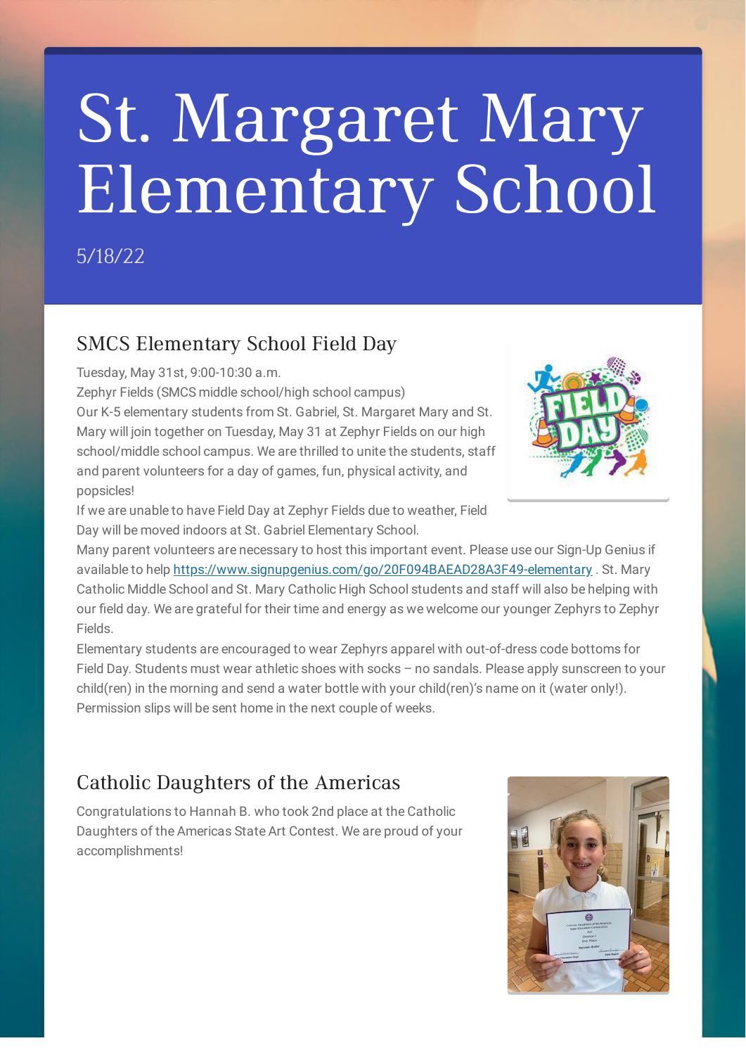# St. Margaret Mary Elementary School

5/18/22

## SMCS Elementary School Field Day

Tuesday, May 31st, 9:00-10:30 a.m.
Zephyr Fields (SMCS middle school/high school campus)
Our K-5 elementary students from St. Gabriel, St. Margaret Mary and St. Mary will join together on Tuesday, May 31 at Zephyr Fields on our high school/middle school campus. We are thrilled to unite the students, staff and parent volunteers for a day of games, fun, physical activity, and popsicles!
If we are unable to have Field Day at Zephyr Fields due to weather, Field Day will be moved indoors at St. Gabriel Elementary School.
Many parent volunteers are necessary to host this important event. Please use our Sign-Up Genius if available to help https://www.signupgenius.com/go/20F094BAEAD28A3F49-elementary . St. Mary Catholic Middle School and St. Mary Catholic High School students and staff will also be helping with our field day. We are grateful for their time and energy as we welcome our younger Zephyrs to Zephyr Fields.
Elementary students are encouraged to wear Zephyrs apparel with out-of-dress code bottoms for Field Day. Students must wear athletic shoes with socks – no sandals. Please apply sunscreen to your child(ren) in the morning and send a water bottle with your child(ren)'s name on it (water only!). Permission slips will be sent home in the next couple of weeks.

## Catholic Daughters of the Americas

Congratulations to Hannah B. who took 2nd place at the Catholic Daughters of the Americas State Art Contest. We are proud of your accomplishments!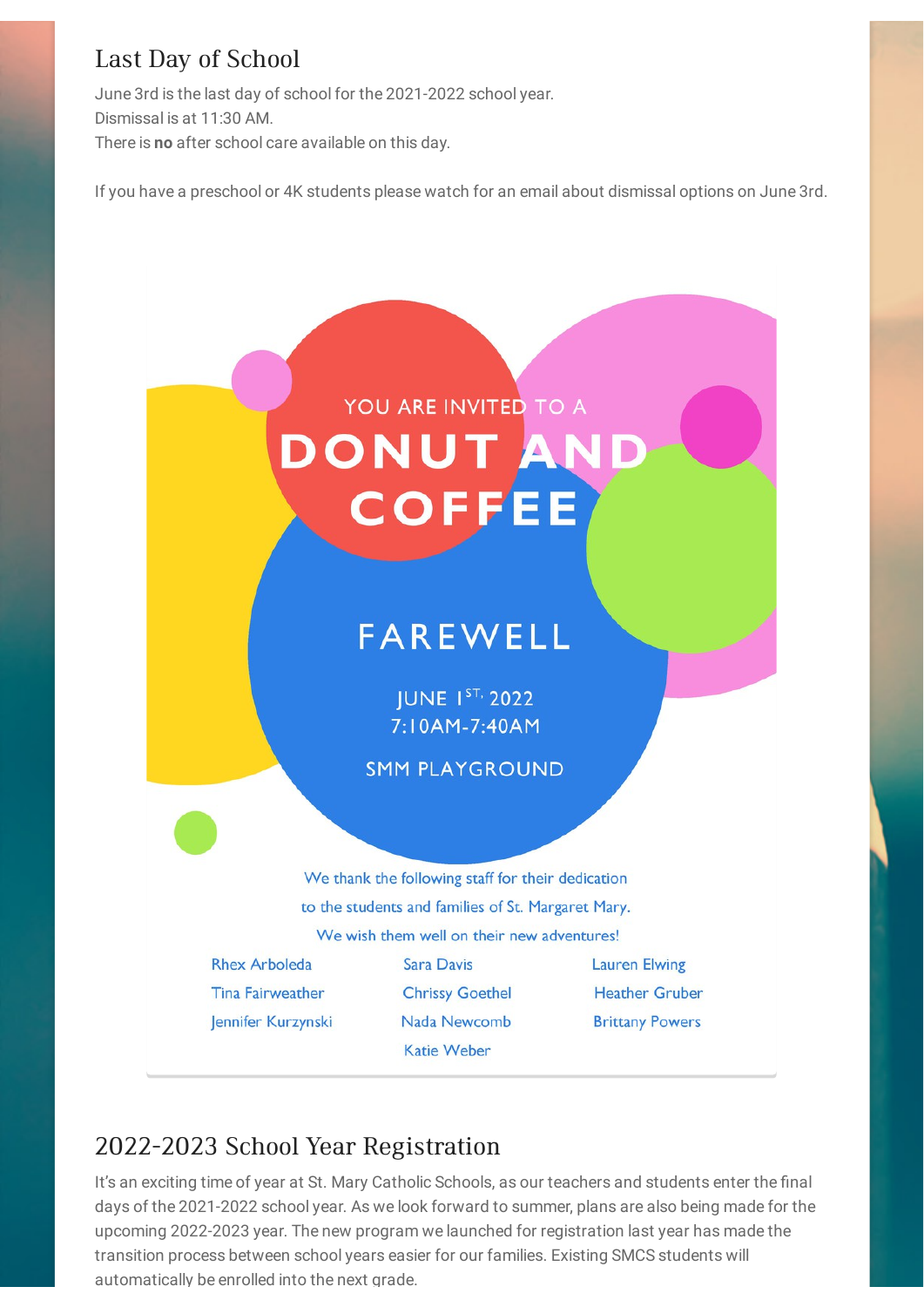## Last Day of School

June 3rd is the last day of school for the 2021-2022 school year.
Dismissal is at 11:30 AM.
There is **no** after school care available on this day.

If you have a preschool or 4K students please watch for an email about dismissal options on June 3rd.

YOU ARE INVITED TO A

**DONUT AND COFFEE**

**FAREWELL**

JUNE 1ST, 2022
7:10AM-7:40AM

SMM PLAYGROUND

We thank the following staff for their dedication to the students and families of St. Margaret Mary. We wish them well on their new adventures!

| | | |
|---|---|---|
| Rhex Arboleda | Sara Davis | Lauren Elwing |
| Tina Fairweather | Chrissy Goethel | Heather Gruber |
| Jennifer Kurzynski | Nada Newcomb | Brittany Powers |
| | Katie Weber | |

## 2022-2023 School Year Registration

It's an exciting time of year at St. Mary Catholic Schools, as our teachers and students enter the final days of the 2021-2022 school year. As we look forward to summer, plans are also being made for the upcoming 2022-2023 year. The new program we launched for registration last year has made the transition process between school years easier for our families. Existing SMCS students will automatically be enrolled into the next grade.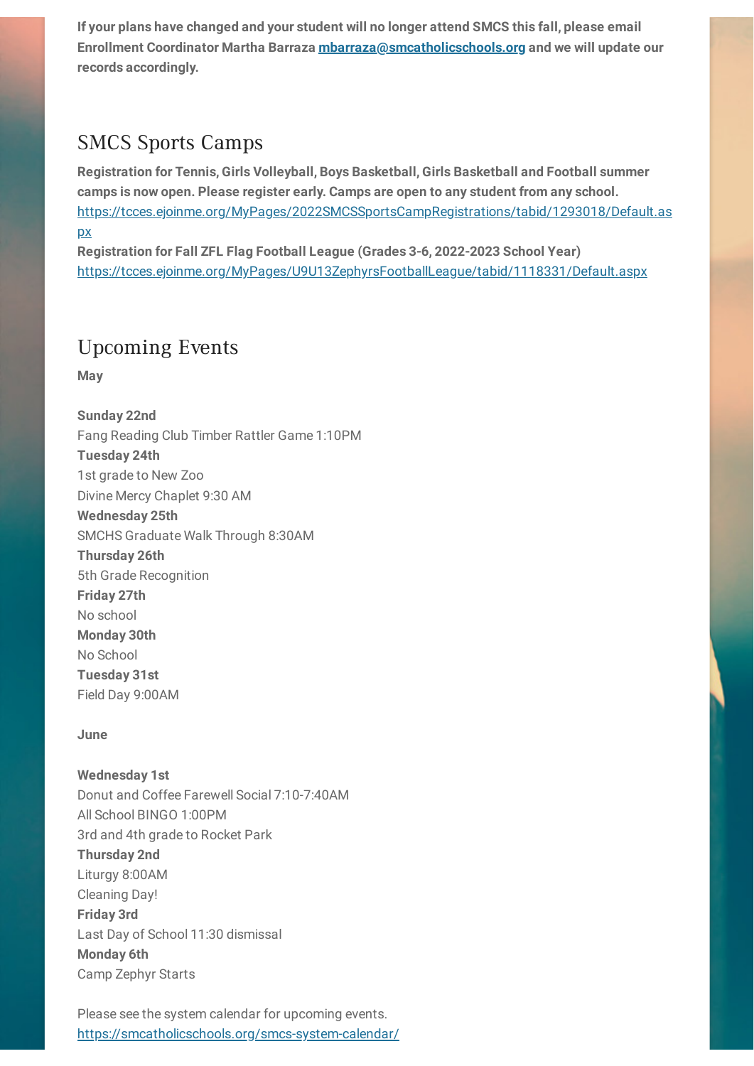**If your plans have changed and your student will no longer attend SMCS this fall, please email Enrollment Coordinator Martha Barraza [mbarraza@smcatholicschools.org](mailto:mbarraza@smcatholicschools.org) and we will update our records accordingly.**

## SMCS Sports Camps

**Registration for Tennis, Girls Volleyball, Boys Basketball, Girls Basketball and Football summer camps is now open. Please register early. Camps are open to any student from any school.**
https://tcces.ejoinme.org/MyPages/2022SMCSSportsCampRegistrations/tabid/1293018/Default.aspx
**Registration for Fall ZFL Flag Football League (Grades 3-6, 2022-2023 School Year)**
https://tcces.ejoinme.org/MyPages/U9U13ZephyrsFootballLeague/tabid/1118331/Default.aspx

## Upcoming Events

**May**

**Sunday 22nd**
Fang Reading Club Timber Rattler Game 1:10PM
**Tuesday 24th**
1st grade to New Zoo
Divine Mercy Chaplet 9:30 AM
**Wednesday 25th**
SMCHS Graduate Walk Through 8:30AM
**Thursday 26th**
5th Grade Recognition
**Friday 27th**
No school
**Monday 30th**
No School
**Tuesday 31st**
Field Day 9:00AM

**June**

**Wednesday 1st**
Donut and Coffee Farewell Social 7:10-7:40AM
All School BINGO 1:00PM
3rd and 4th grade to Rocket Park
**Thursday 2nd**
Liturgy 8:00AM
Cleaning Day!
**Friday 3rd**
Last Day of School 11:30 dismissal
**Monday 6th**
Camp Zephyr Starts

Please see the system calendar for upcoming events.
https://smcatholicschools.org/smcs-system-calendar/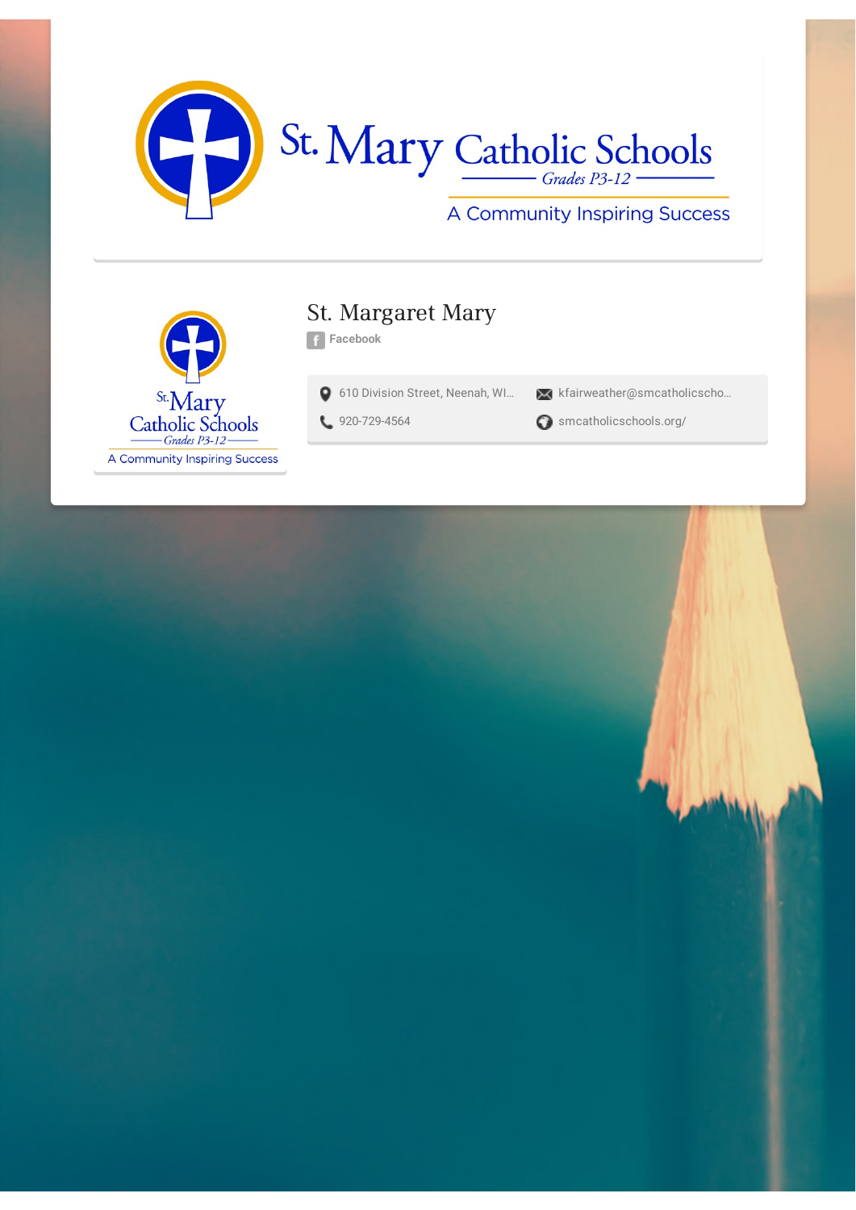St. Mary Catholic Schools

Grades P3-12

A Community Inspiring Success

## St. Margaret Mary

Facebook

610 Division Street, Neenah, WI...

kfairweather@smcatholicscho...

920-729-4564

smcatholicschools.org/